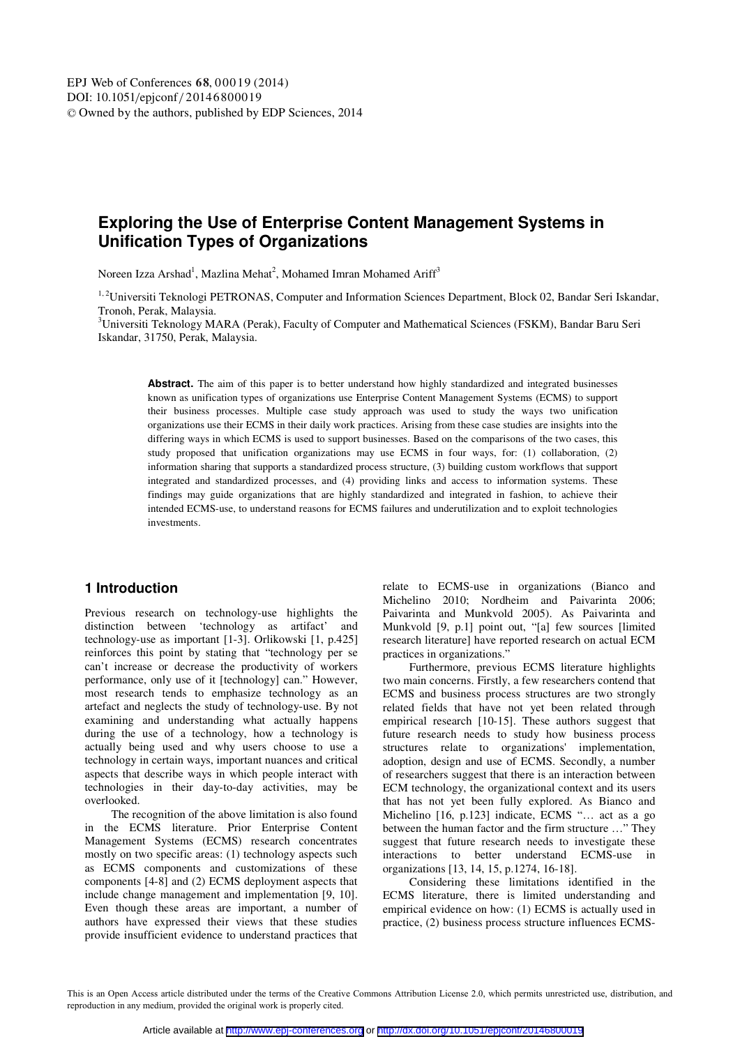# Exploring the Use of Enterprise Content Management Systems in Unification Types of Organizations

Noreen Izza Arshad[1], Mazlina Mehat[2], Mohamed Imran Mohamed Ariff[3]

[1,2]Universiti Teknologi PETRONAS, Computer and Information Sciences Department, Block 02, Bandar Seri Iskandar, Tronoh, Perak, Malaysia.

[3]Universiti Teknology MARA (Perak), Faculty of Computer and Mathematical Sciences (FSKM), Bandar Baru Seri Iskandar, 31750, Perak, Malaysia.

**Abstract.** The aim of this paper is to better understand how highly standardized and integrated businesses known as unification types of organizations use Enterprise Content Management Systems (ECMS) to support their business processes. Multiple case study approach was used to study the ways two unification organizations use their ECMS in their daily work practices. Arising from these case studies are insights into the differing ways in which ECMS is used to support businesses. Based on the comparisons of the two cases, this study proposed that unification organizations may use ECMS in four ways, for: (1) collaboration, (2) information sharing that supports a standardized process structure, (3) building custom workflows that support integrated and standardized processes, and (4) providing links and access to information systems. These findings may guide organizations that are highly standardized and integrated in fashion, to achieve their intended ECMS-use, to understand reasons for ECMS failures and underutilization and to exploit technologies investments.

## 1 Introduction

Previous research on technology-use highlights the distinction between 'technology as artifact' and technology-use as important [1-3]. Orlikowski [1, p.425] reinforces this point by stating that "technology per se can't increase or decrease the productivity of workers performance, only use of it [technology] can." However, most research tends to emphasize technology as an artefact and neglects the study of technology-use. By not examining and understanding what actually happens during the use of a technology, how a technology is actually being used and why users choose to use a technology in certain ways, important nuances and critical aspects that describe ways in which people interact with technologies in their day-to-day activities, may be overlooked.

The recognition of the above limitation is also found in the ECMS literature. Prior Enterprise Content Management Systems (ECMS) research concentrates mostly on two specific areas: (1) technology aspects such as ECMS components and customizations of these components [4-8] and (2) ECMS deployment aspects that include change management and implementation [9, 10]. Even though these areas are important, a number of authors have expressed their views that these studies provide insufficient evidence to understand practices that relate to ECMS-use in organizations (Bianco and Michelino 2010; Nordheim and Paivarinta 2006; Paivarinta and Munkvold 2005). As Paivarinta and Munkvold [9, p.1] point out, "[a] few sources [limited research literature] have reported research on actual ECM practices in organizations."

Furthermore, previous ECMS literature highlights two main concerns. Firstly, a few researchers contend that ECMS and business process structures are two strongly related fields that have not yet been related through empirical research [10-15]. These authors suggest that future research needs to study how business process structures relate to organizations' implementation, adoption, design and use of ECMS. Secondly, a number of researchers suggest that there is an interaction between ECM technology, the organizational context and its users that has not yet been fully explored. As Bianco and Michelino [16, p.123] indicate, ECMS "… act as a go between the human factor and the firm structure …" They suggest that future research needs to investigate these interactions to better understand ECMS-use in organizations [13, 14, 15, p.1274, 16-18].

Considering these limitations identified in the ECMS literature, there is limited understanding and empirical evidence on how: (1) ECMS is actually used in practice, (2) business process structure influences ECMS-

This is an Open Access article distributed under the terms of the Creative Commons Attribution License 2.0, which permits unrestricted use, distribution, and reproduction in any medium, provided the original work is properly cited.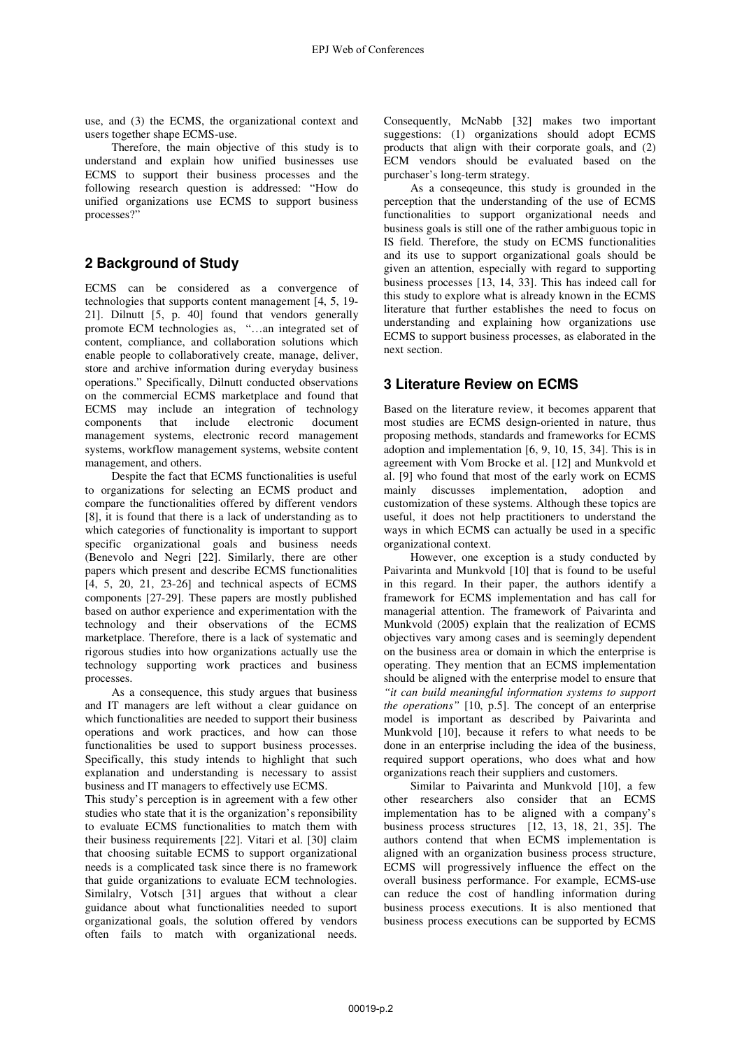use, and (3) the ECMS, the organizational context and users together shape ECMS-use.

Therefore, the main objective of this study is to understand and explain how unified businesses use ECMS to support their business processes and the following research question is addressed: "How do unified organizations use ECMS to support business processes?"

## 2 Background of Study

ECMS can be considered as a convergence of technologies that supports content management [4, 5, 19-21]. Dilnutt [5, p. 40] found that vendors generally promote ECM technologies as, "…an integrated set of content, compliance, and collaboration solutions which enable people to collaboratively create, manage, deliver, store and archive information during everyday business operations." Specifically, Dilnutt conducted observations on the commercial ECMS marketplace and found that ECMS may include an integration of technology components that include electronic document management systems, electronic record management systems, workflow management systems, website content management, and others.

Despite the fact that ECMS functionalities is useful to organizations for selecting an ECMS product and compare the functionalities offered by different vendors [8], it is found that there is a lack of understanding as to which categories of functionality is important to support specific organizational goals and business needs (Benevolo and Negri [22]. Similarly, there are other papers which present and describe ECMS functionalities [4, 5, 20, 21, 23-26] and technical aspects of ECMS components [27-29]. These papers are mostly published based on author experience and experimentation with the technology and their observations of the ECMS marketplace. Therefore, there is a lack of systematic and rigorous studies into how organizations actually use the technology supporting work practices and business processes.

As a consequence, this study argues that business and IT managers are left without a clear guidance on which functionalities are needed to support their business operations and work practices, and how can those functionalities be used to support business processes. Specifically, this study intends to highlight that such explanation and understanding is necessary to assist business and IT managers to effectively use ECMS.

This study's perception is in agreement with a few other studies who state that it is the organization's reponsibility to evaluate ECMS functionalities to match them with their business requirements [22]. Vitari et al. [30] claim that choosing suitable ECMS to support organizational needs is a complicated task since there is no framework that guide organizations to evaluate ECM technologies. Similalry, Votsch [31] argues that without a clear guidance about what functionalities needed to suport organizational goals, the solution offered by vendors often fails to match with organizational needs. Consequently, McNabb [32] makes two important suggestions: (1) organizations should adopt ECMS products that align with their corporate goals, and (2) ECM vendors should be evaluated based on the purchaser's long-term strategy.

As a conseqeunce, this study is grounded in the perception that the understanding of the use of ECMS functionalities to support organizational needs and business goals is still one of the rather ambiguous topic in IS field. Therefore, the study on ECMS functionalities and its use to support organizational goals should be given an attention, especially with regard to supporting business processes [13, 14, 33]. This has indeed call for this study to explore what is already known in the ECMS literature that further establishes the need to focus on understanding and explaining how organizations use ECMS to support business processes, as elaborated in the next section.

## 3 Literature Review on ECMS

Based on the literature review, it becomes apparent that most studies are ECMS design-oriented in nature, thus proposing methods, standards and frameworks for ECMS adoption and implementation [6, 9, 10, 15, 34]. This is in agreement with Vom Brocke et al. [12] and Munkvold et al. [9] who found that most of the early work on ECMS mainly discusses implementation, adoption and customization of these systems. Although these topics are useful, it does not help practitioners to understand the ways in which ECMS can actually be used in a specific organizational context.

However, one exception is a study conducted by Paivarinta and Munkvold [10] that is found to be useful in this regard. In their paper, the authors identify a framework for ECMS implementation and has call for managerial attention. The framework of Paivarinta and Munkvold (2005) explain that the realization of ECMS objectives vary among cases and is seemingly dependent on the business area or domain in which the enterprise is operating. They mention that an ECMS implementation should be aligned with the enterprise model to ensure that *"it can build meaningful information systems to support the operations"* [10, p.5]. The concept of an enterprise model is important as described by Paivarinta and Munkvold [10], because it refers to what needs to be done in an enterprise including the idea of the business, required support operations, who does what and how organizations reach their suppliers and customers.

Similar to Paivarinta and Munkvold [10], a few other researchers also consider that an ECMS implementation has to be aligned with a company's business process structures [12, 13, 18, 21, 35]. The authors contend that when ECMS implementation is aligned with an organization business process structure, ECMS will progressively influence the effect on the overall business performance. For example, ECMS-use can reduce the cost of handling information during business process executions. It is also mentioned that business process executions can be supported by ECMS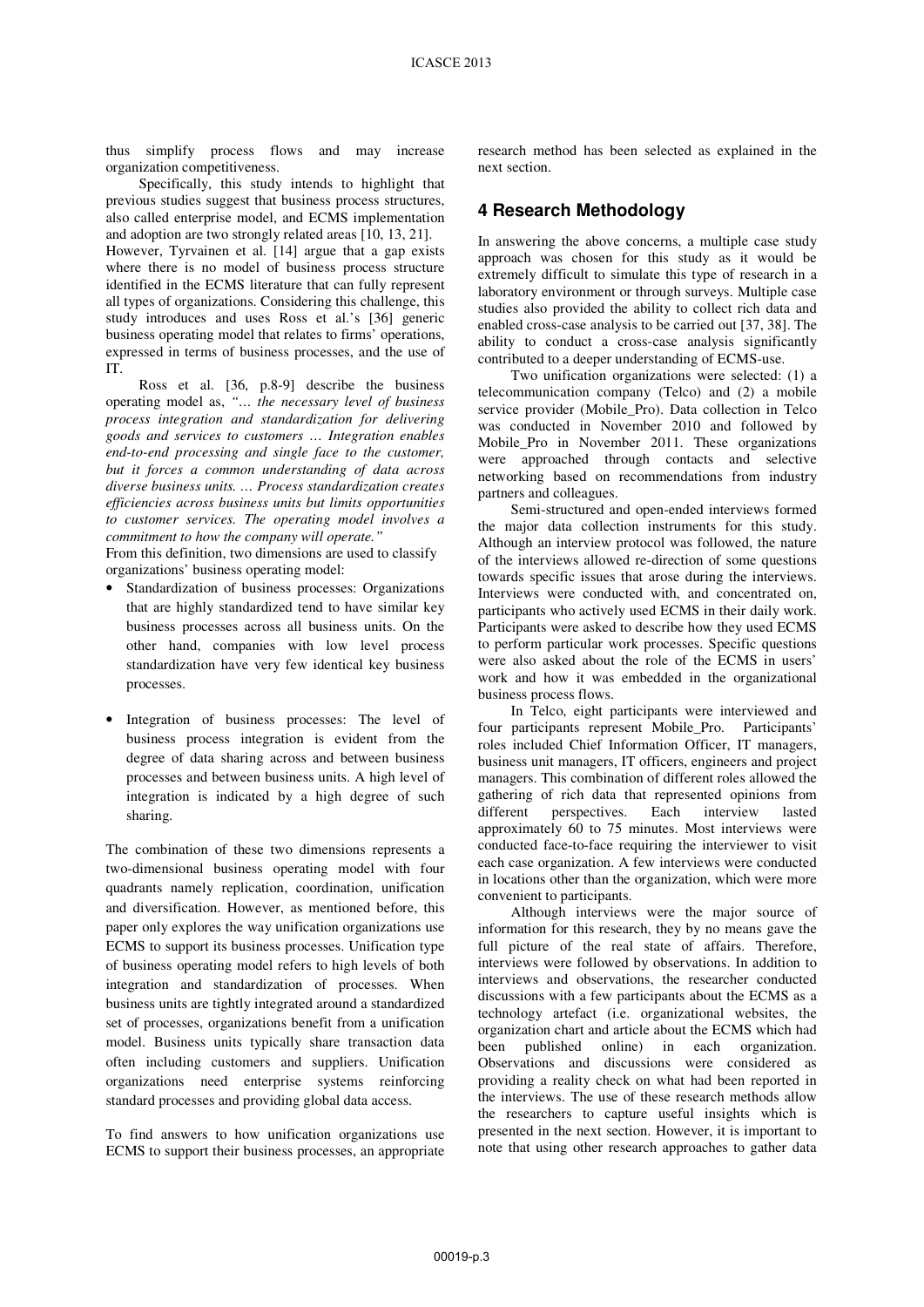thus simplify process flows and may increase organization competitiveness.

Specifically, this study intends to highlight that previous studies suggest that business process structures, also called enterprise model, and ECMS implementation and adoption are two strongly related areas [10, 13, 21]. However, Tyrvainen et al. [14] argue that a gap exists where there is no model of business process structure identified in the ECMS literature that can fully represent all types of organizations. Considering this challenge, this study introduces and uses Ross et al.'s [36] generic business operating model that relates to firms' operations, expressed in terms of business processes, and the use of IT.

Ross et al. [36, p.8-9] describe the business operating model as, *"… the necessary level of business process integration and standardization for delivering goods and services to customers … Integration enables end-to-end processing and single face to the customer, but it forces a common understanding of data across diverse business units. … Process standardization creates efficiencies across business units but limits opportunities to customer services. The operating model involves a commitment to how the company will operate."*

From this definition, two dimensions are used to classify organizations' business operating model:

- Standardization of business processes: Organizations that are highly standardized tend to have similar key business processes across all business units. On the other hand, companies with low level process standardization have very few identical key business processes.
- Integration of business processes: The level of business process integration is evident from the degree of data sharing across and between business processes and between business units. A high level of integration is indicated by a high degree of such sharing.

The combination of these two dimensions represents a two-dimensional business operating model with four quadrants namely replication, coordination, unification and diversification. However, as mentioned before, this paper only explores the way unification organizations use ECMS to support its business processes. Unification type of business operating model refers to high levels of both integration and standardization of processes. When business units are tightly integrated around a standardized set of processes, organizations benefit from a unification model. Business units typically share transaction data often including customers and suppliers. Unification organizations need enterprise systems reinforcing standard processes and providing global data access.

To find answers to how unification organizations use ECMS to support their business processes, an appropriate research method has been selected as explained in the next section.

## 4 Research Methodology

In answering the above concerns, a multiple case study approach was chosen for this study as it would be extremely difficult to simulate this type of research in a laboratory environment or through surveys. Multiple case studies also provided the ability to collect rich data and enabled cross-case analysis to be carried out [37, 38]. The ability to conduct a cross-case analysis significantly contributed to a deeper understanding of ECMS-use.

Two unification organizations were selected: (1) a telecommunication company (Telco) and (2) a mobile service provider (Mobile_Pro). Data collection in Telco was conducted in November 2010 and followed by Mobile_Pro in November 2011. These organizations were approached through contacts and selective networking based on recommendations from industry partners and colleagues.

Semi-structured and open-ended interviews formed the major data collection instruments for this study. Although an interview protocol was followed, the nature of the interviews allowed re-direction of some questions towards specific issues that arose during the interviews. Interviews were conducted with, and concentrated on, participants who actively used ECMS in their daily work. Participants were asked to describe how they used ECMS to perform particular work processes. Specific questions were also asked about the role of the ECMS in users' work and how it was embedded in the organizational business process flows.

In Telco, eight participants were interviewed and four participants represent Mobile_Pro. Participants' roles included Chief Information Officer, IT managers, business unit managers, IT officers, engineers and project managers. This combination of different roles allowed the gathering of rich data that represented opinions from different perspectives. Each interview lasted approximately 60 to 75 minutes. Most interviews were conducted face-to-face requiring the interviewer to visit each case organization. A few interviews were conducted in locations other than the organization, which were more convenient to participants.

Although interviews were the major source of information for this research, they by no means gave the full picture of the real state of affairs. Therefore, interviews were followed by observations. In addition to interviews and observations, the researcher conducted discussions with a few participants about the ECMS as a technology artefact (i.e. organizational websites, the organization chart and article about the ECMS which had been published online) in each organization. Observations and discussions were considered as providing a reality check on what had been reported in the interviews. The use of these research methods allow the researchers to capture useful insights which is presented in the next section. However, it is important to note that using other research approaches to gather data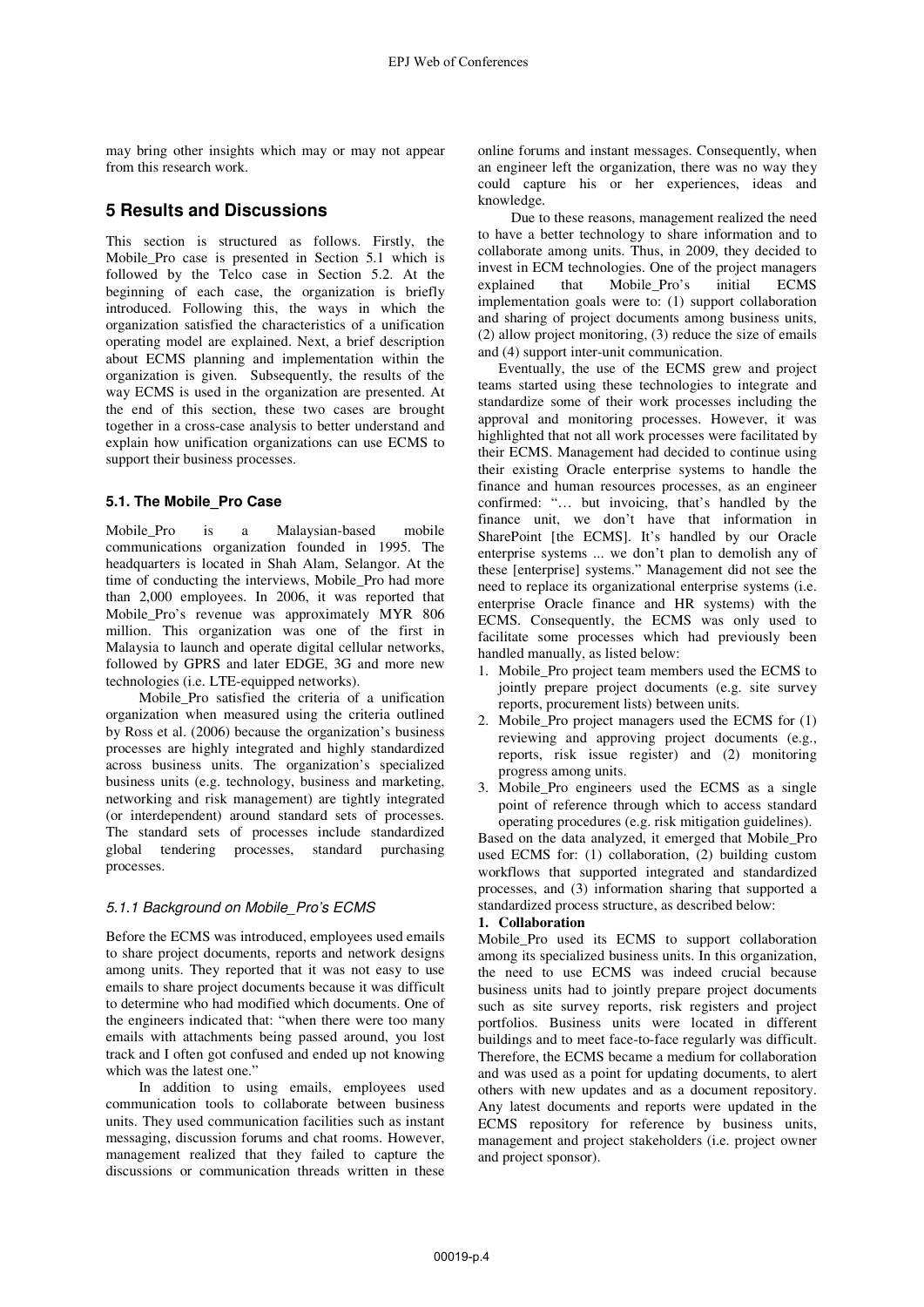may bring other insights which may or may not appear from this research work.

## 5 Results and Discussions

This section is structured as follows. Firstly, the Mobile_Pro case is presented in Section 5.1 which is followed by the Telco case in Section 5.2. At the beginning of each case, the organization is briefly introduced. Following this, the ways in which the organization satisfied the characteristics of a unification operating model are explained. Next, a brief description about ECMS planning and implementation within the organization is given. Subsequently, the results of the way ECMS is used in the organization are presented. At the end of this section, these two cases are brought together in a cross-case analysis to better understand and explain how unification organizations can use ECMS to support their business processes.

### 5.1. The Mobile_Pro Case

Mobile_Pro is a Malaysian-based mobile communications organization founded in 1995. The headquarters is located in Shah Alam, Selangor. At the time of conducting the interviews, Mobile_Pro had more than 2,000 employees. In 2006, it was reported that Mobile_Pro's revenue was approximately MYR 806 million. This organization was one of the first in Malaysia to launch and operate digital cellular networks, followed by GPRS and later EDGE, 3G and more new technologies (i.e. LTE-equipped networks).

Mobile_Pro satisfied the criteria of a unification organization when measured using the criteria outlined by Ross et al. (2006) because the organization's business processes are highly integrated and highly standardized across business units. The organization's specialized business units (e.g. technology, business and marketing, networking and risk management) are tightly integrated (or interdependent) around standard sets of processes. The standard sets of processes include standardized global tendering processes, standard purchasing processes.

#### *5.1.1 Background on Mobile_Pro's ECMS*

Before the ECMS was introduced, employees used emails to share project documents, reports and network designs among units. They reported that it was not easy to use emails to share project documents because it was difficult to determine who had modified which documents. One of the engineers indicated that: "when there were too many emails with attachments being passed around, you lost track and I often got confused and ended up not knowing which was the latest one."

In addition to using emails, employees used communication tools to collaborate between business units. They used communication facilities such as instant messaging, discussion forums and chat rooms. However, management realized that they failed to capture the discussions or communication threads written in these online forums and instant messages. Consequently, when an engineer left the organization, there was no way they could capture his or her experiences, ideas and knowledge.

Due to these reasons, management realized the need to have a better technology to share information and to collaborate among units. Thus, in 2009, they decided to invest in ECM technologies. One of the project managers explained that Mobile_Pro's initial ECMS implementation goals were to: (1) support collaboration and sharing of project documents among business units, (2) allow project monitoring, (3) reduce the size of emails and (4) support inter-unit communication.

Eventually, the use of the ECMS grew and project teams started using these technologies to integrate and standardize some of their work processes including the approval and monitoring processes. However, it was highlighted that not all work processes were facilitated by their ECMS. Management had decided to continue using their existing Oracle enterprise systems to handle the finance and human resources processes, as an engineer confirmed: "… but invoicing, that's handled by the finance unit, we don't have that information in SharePoint [the ECMS]. It's handled by our Oracle enterprise systems ... we don't plan to demolish any of these [enterprise] systems." Management did not see the need to replace its organizational enterprise systems (i.e. enterprise Oracle finance and HR systems) with the ECMS. Consequently, the ECMS was only used to facilitate some processes which had previously been handled manually, as listed below:

1. Mobile_Pro project team members used the ECMS to jointly prepare project documents (e.g. site survey reports, procurement lists) between units.
2. Mobile_Pro project managers used the ECMS for (1) reviewing and approving project documents (e.g., reports, risk issue register) and (2) monitoring progress among units.
3. Mobile_Pro engineers used the ECMS as a single point of reference through which to access standard operating procedures (e.g. risk mitigation guidelines).

Based on the data analyzed, it emerged that Mobile_Pro used ECMS for: (1) collaboration, (2) building custom workflows that supported integrated and standardized processes, and (3) information sharing that supported a standardized process structure, as described below:

**1. Collaboration**

Mobile_Pro used its ECMS to support collaboration among its specialized business units. In this organization, the need to use ECMS was indeed crucial because business units had to jointly prepare project documents such as site survey reports, risk registers and project portfolios. Business units were located in different buildings and to meet face-to-face regularly was difficult. Therefore, the ECMS became a medium for collaboration and was used as a point for updating documents, to alert others with new updates and as a document repository. Any latest documents and reports were updated in the ECMS repository for reference by business units, management and project stakeholders (i.e. project owner and project sponsor).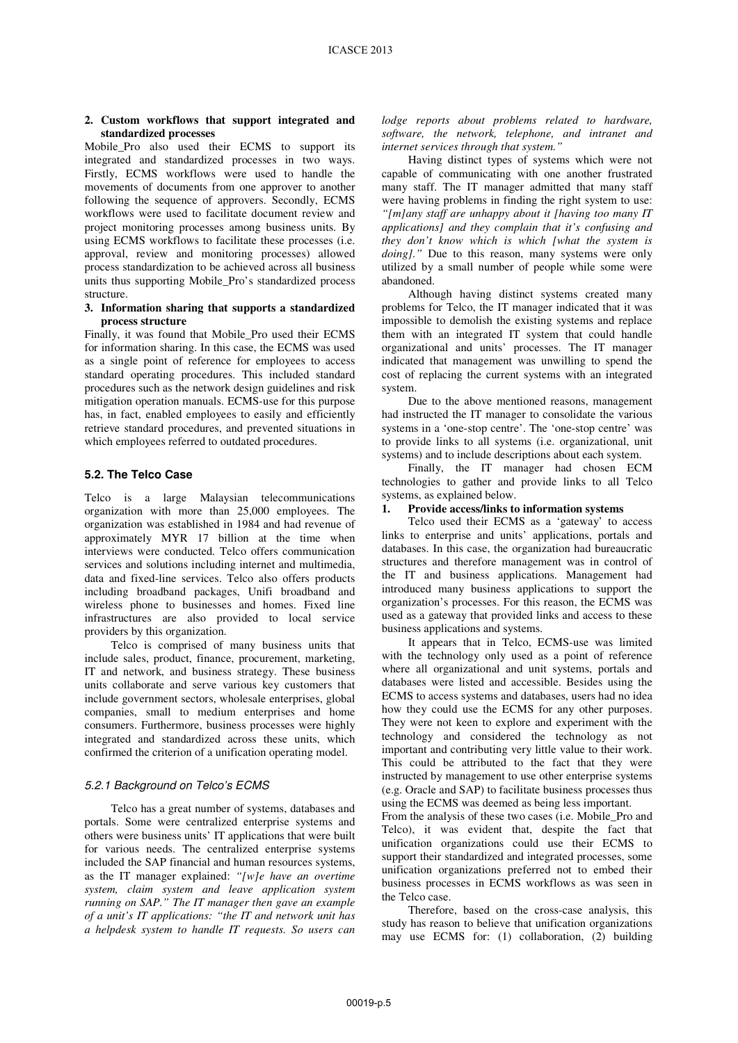**2. Custom workflows that support integrated and standardized processes**

Mobile_Pro also used their ECMS to support its integrated and standardized processes in two ways. Firstly, ECMS workflows were used to handle the movements of documents from one approver to another following the sequence of approvers. Secondly, ECMS workflows were used to facilitate document review and project monitoring processes among business units. By using ECMS workflows to facilitate these processes (i.e. approval, review and monitoring processes) allowed process standardization to be achieved across all business units thus supporting Mobile_Pro's standardized process structure.

**3. Information sharing that supports a standardized process structure**

Finally, it was found that Mobile_Pro used their ECMS for information sharing. In this case, the ECMS was used as a single point of reference for employees to access standard operating procedures. This included standard procedures such as the network design guidelines and risk mitigation operation manuals. ECMS-use for this purpose has, in fact, enabled employees to easily and efficiently retrieve standard procedures, and prevented situations in which employees referred to outdated procedures.

## 5.2. The Telco Case

Telco is a large Malaysian telecommunications organization with more than 25,000 employees. The organization was established in 1984 and had revenue of approximately MYR 17 billion at the time when interviews were conducted. Telco offers communication services and solutions including internet and multimedia, data and fixed-line services. Telco also offers products including broadband packages, Unifi broadband and wireless phone to businesses and homes. Fixed line infrastructures are also provided to local service providers by this organization.

Telco is comprised of many business units that include sales, product, finance, procurement, marketing, IT and network, and business strategy. These business units collaborate and serve various key customers that include government sectors, wholesale enterprises, global companies, small to medium enterprises and home consumers. Furthermore, business processes were highly integrated and standardized across these units, which confirmed the criterion of a unification operating model.

### *5.2.1 Background on Telco's ECMS*

Telco has a great number of systems, databases and portals. Some were centralized enterprise systems and others were business units' IT applications that were built for various needs. The centralized enterprise systems included the SAP financial and human resources systems, as the IT manager explained: *"[w]e have an overtime system, claim system and leave application system running on SAP." The IT manager then gave an example of a unit's IT applications: "the IT and network unit has a helpdesk system to handle IT requests. So users can lodge reports about problems related to hardware, software, the network, telephone, and intranet and internet services through that system."*

Having distinct types of systems which were not capable of communicating with one another frustrated many staff. The IT manager admitted that many staff were having problems in finding the right system to use: *"[m]any staff are unhappy about it [having too many IT applications] and they complain that it's confusing and they don't know which is which [what the system is doing]."* Due to this reason, many systems were only utilized by a small number of people while some were abandoned.

Although having distinct systems created many problems for Telco, the IT manager indicated that it was impossible to demolish the existing systems and replace them with an integrated IT system that could handle organizational and units' processes. The IT manager indicated that management was unwilling to spend the cost of replacing the current systems with an integrated system.

Due to the above mentioned reasons, management had instructed the IT manager to consolidate the various systems in a 'one-stop centre'. The 'one-stop centre' was to provide links to all systems (i.e. organizational, unit systems) and to include descriptions about each system.

Finally, the IT manager had chosen ECM technologies to gather and provide links to all Telco systems, as explained below.

**1. Provide access/links to information systems**

Telco used their ECMS as a 'gateway' to access links to enterprise and units' applications, portals and databases. In this case, the organization had bureaucratic structures and therefore management was in control of the IT and business applications. Management had introduced many business applications to support the organization's processes. For this reason, the ECMS was used as a gateway that provided links and access to these business applications and systems.

It appears that in Telco, ECMS-use was limited with the technology only used as a point of reference where all organizational and unit systems, portals and databases were listed and accessible. Besides using the ECMS to access systems and databases, users had no idea how they could use the ECMS for any other purposes. They were not keen to explore and experiment with the technology and considered the technology as not important and contributing very little value to their work. This could be attributed to the fact that they were instructed by management to use other enterprise systems (e.g. Oracle and SAP) to facilitate business processes thus using the ECMS was deemed as being less important.

From the analysis of these two cases (i.e. Mobile_Pro and Telco), it was evident that, despite the fact that unification organizations could use their ECMS to support their standardized and integrated processes, some unification organizations preferred not to embed their business processes in ECMS workflows as was seen in the Telco case.

Therefore, based on the cross-case analysis, this study has reason to believe that unification organizations may use ECMS for: (1) collaboration, (2) building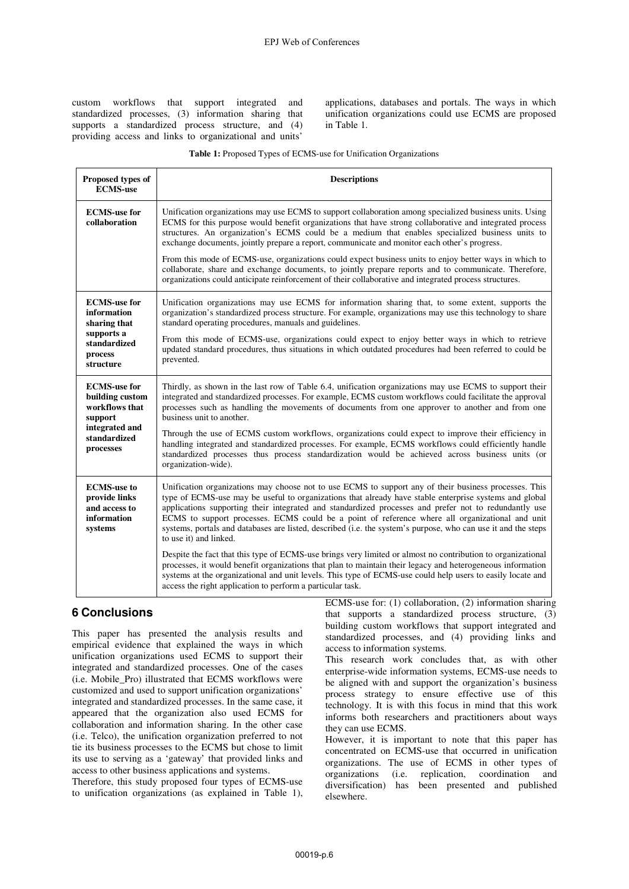custom workflows that support integrated and standardized processes, (3) information sharing that supports a standardized process structure, and (4) providing access and links to organizational and units' applications, databases and portals. The ways in which unification organizations could use ECMS are proposed in Table 1.

**Table 1:** Proposed Types of ECMS-use for Unification Organizations

| Proposed types of ECMS-use | Descriptions |
|---|---|
| **ECMS-use for collaboration** | Unification organizations may use ECMS to support collaboration among specialized business units. Using ECMS for this purpose would benefit organizations that have strong collaborative and integrated process structures. An organization's ECMS could be a medium that enables specialized business units to exchange documents, jointly prepare a report, communicate and monitor each other's progress.<br><br>From this mode of ECMS-use, organizations could expect business units to enjoy better ways in which to collaborate, share and exchange documents, to jointly prepare reports and to communicate. Therefore, organizations could anticipate reinforcement of their collaborative and integrated process structures. |
| **ECMS-use for information sharing that supports a standardized process structure** | Unification organizations may use ECMS for information sharing that, to some extent, supports the organization's standardized process structure. For example, organizations may use this technology to share standard operating procedures, manuals and guidelines.<br><br>From this mode of ECMS-use, organizations could expect to enjoy better ways in which to retrieve updated standard procedures, thus situations in which outdated procedures had been referred to could be prevented. |
| **ECMS-use for building custom workflows that support integrated and standardized processes** | Thirdly, as shown in the last row of Table 6.4, unification organizations may use ECMS to support their integrated and standardized processes. For example, ECMS custom workflows could facilitate the approval processes such as handling the movements of documents from one approver to another and from one business unit to another.<br><br>Through the use of ECMS custom workflows, organizations could expect to improve their efficiency in handling integrated and standardized processes. For example, ECMS workflows could efficiently handle standardized processes thus process standardization would be achieved across business units (or organization-wide). |
| **ECMS-use to provide links and access to information systems** | Unification organizations may choose not to use ECMS to support any of their business processes. This type of ECMS-use may be useful to organizations that already have stable enterprise systems and global applications supporting their integrated and standardized processes and prefer not to redundantly use ECMS to support processes. ECMS could be a point of reference where all organizational and unit systems, portals and databases are listed, described (i.e. the system's purpose, who can use it and the steps to use it) and linked.<br><br>Despite the fact that this type of ECMS-use brings very limited or almost no contribution to organizational processes, it would benefit organizations that plan to maintain their legacy and heterogeneous information systems at the organizational and unit levels. This type of ECMS-use could help users to easily locate and access the right application to perform a particular task. |

## 6 Conclusions

This paper has presented the analysis results and empirical evidence that explained the ways in which unification organizations used ECMS to support their integrated and standardized processes. One of the cases (i.e. Mobile_Pro) illustrated that ECMS workflows were customized and used to support unification organizations' integrated and standardized processes. In the same case, it appeared that the organization also used ECMS for collaboration and information sharing. In the other case (i.e. Telco), the unification organization preferred to not tie its business processes to the ECMS but chose to limit its use to serving as a 'gateway' that provided links and access to other business applications and systems.

Therefore, this study proposed four types of ECMS-use to unification organizations (as explained in Table 1), ECMS-use for: (1) collaboration, (2) information sharing that supports a standardized process structure, (3) building custom workflows that support integrated and standardized processes, and (4) providing links and access to information systems.

This research work concludes that, as with other enterprise-wide information systems, ECMS-use needs to be aligned with and support the organization's business process strategy to ensure effective use of this technology. It is with this focus in mind that this work informs both researchers and practitioners about ways they can use ECMS.

However, it is important to note that this paper has concentrated on ECMS-use that occurred in unification organizations. The use of ECMS in other types of organizations (i.e. replication, coordination and diversification) has been presented and published elsewhere.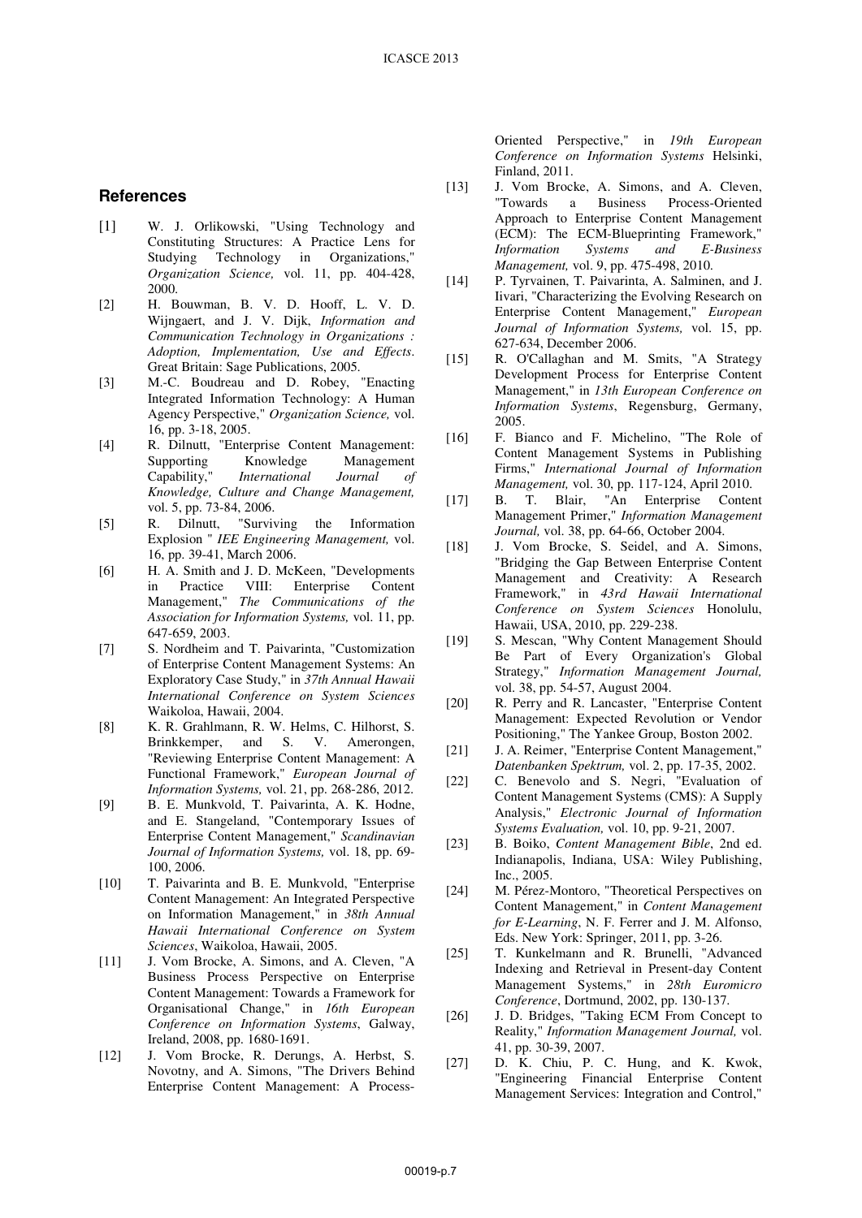## References

[1] W. J. Orlikowski, "Using Technology and Constituting Structures: A Practice Lens for Studying Technology in Organizations," *Organization Science,* vol. 11, pp. 404-428, 2000.

[2] H. Bouwman, B. V. D. Hooff, L. V. D. Wijngaert, and J. V. Dijk, *Information and Communication Technology in Organizations : Adoption, Implementation, Use and Effects*. Great Britain: Sage Publications, 2005.

[3] M.-C. Boudreau and D. Robey, "Enacting Integrated Information Technology: A Human Agency Perspective," *Organization Science,* vol. 16, pp. 3-18, 2005.

[4] R. Dilnutt, "Enterprise Content Management: Supporting Knowledge Management Capability," *International Journal of Knowledge, Culture and Change Management,* vol. 5, pp. 73-84, 2006.

[5] R. Dilnutt, "Surviving the Information Explosion " *IEE Engineering Management,* vol. 16, pp. 39-41, March 2006.

[6] H. A. Smith and J. D. McKeen, "Developments in Practice VIII: Enterprise Content Management," *The Communications of the Association for Information Systems,* vol. 11, pp. 647-659, 2003.

[7] S. Nordheim and T. Paivarinta, "Customization of Enterprise Content Management Systems: An Exploratory Case Study," in *37th Annual Hawaii International Conference on System Sciences* Waikoloa, Hawaii, 2004.

[8] K. R. Grahlmann, R. W. Helms, C. Hilhorst, S. Brinkkemper, and S. V. Amerongen, "Reviewing Enterprise Content Management: A Functional Framework," *European Journal of Information Systems,* vol. 21, pp. 268-286, 2012.

[9] B. E. Munkvold, T. Paivarinta, A. K. Hodne, and E. Stangeland, "Contemporary Issues of Enterprise Content Management," *Scandinavian Journal of Information Systems,* vol. 18, pp. 69-100, 2006.

[10] T. Paivarinta and B. E. Munkvold, "Enterprise Content Management: An Integrated Perspective on Information Management," in *38th Annual Hawaii International Conference on System Sciences*, Waikoloa, Hawaii, 2005.

[11] J. Vom Brocke, A. Simons, and A. Cleven, "A Business Process Perspective on Enterprise Content Management: Towards a Framework for Organisational Change," in *16th European Conference on Information Systems*, Galway, Ireland, 2008, pp. 1680-1691.

[12] J. Vom Brocke, R. Derungs, A. Herbst, S. Novotny, and A. Simons, "The Drivers Behind Enterprise Content Management: A Process-Oriented Perspective," in *19th European Conference on Information Systems* Helsinki, Finland, 2011.

[13] J. Vom Brocke, A. Simons, and A. Cleven, "Towards a Business Process-Oriented Approach to Enterprise Content Management (ECM): The ECM-Blueprinting Framework," *Information Systems and E-Business Management,* vol. 9, pp. 475-498, 2010.

[14] P. Tyrvainen, T. Paivarinta, A. Salminen, and J. Iivari, "Characterizing the Evolving Research on Enterprise Content Management," *European Journal of Information Systems,* vol. 15, pp. 627-634, December 2006.

[15] R. O'Callaghan and M. Smits, "A Strategy Development Process for Enterprise Content Management," in *13th European Conference on Information Systems*, Regensburg, Germany, 2005.

[16] F. Bianco and F. Michelino, "The Role of Content Management Systems in Publishing Firms," *International Journal of Information Management,* vol. 30, pp. 117-124, April 2010.

[17] B. T. Blair, "An Enterprise Content Management Primer," *Information Management Journal,* vol. 38, pp. 64-66, October 2004.

[18] J. Vom Brocke, S. Seidel, and A. Simons, "Bridging the Gap Between Enterprise Content Management and Creativity: A Research Framework," in *43rd Hawaii International Conference on System Sciences* Honolulu, Hawaii, USA, 2010, pp. 229-238.

[19] S. Mescan, "Why Content Management Should Be Part of Every Organization's Global Strategy," *Information Management Journal,* vol. 38, pp. 54-57, August 2004.

[20] R. Perry and R. Lancaster, "Enterprise Content Management: Expected Revolution or Vendor Positioning," The Yankee Group, Boston 2002.

[21] J. A. Reimer, "Enterprise Content Management," *Datenbanken Spektrum,* vol. 2, pp. 17-35, 2002.

[22] C. Benevolo and S. Negri, "Evaluation of Content Management Systems (CMS): A Supply Analysis," *Electronic Journal of Information Systems Evaluation,* vol. 10, pp. 9-21, 2007.

[23] B. Boiko, *Content Management Bible*, 2nd ed. Indianapolis, Indiana, USA: Wiley Publishing, Inc., 2005.

[24] M. Pérez-Montoro, "Theoretical Perspectives on Content Management," in *Content Management for E-Learning*, N. F. Ferrer and J. M. Alfonso, Eds. New York: Springer, 2011, pp. 3-26.

[25] T. Kunkelmann and R. Brunelli, "Advanced Indexing and Retrieval in Present-day Content Management Systems," in *28th Euromicro Conference*, Dortmund, 2002, pp. 130-137.

[26] J. D. Bridges, "Taking ECM From Concept to Reality," *Information Management Journal,* vol. 41, pp. 30-39, 2007.

[27] D. K. Chiu, P. C. Hung, and K. Kwok, "Engineering Financial Enterprise Content Management Services: Integration and Control,"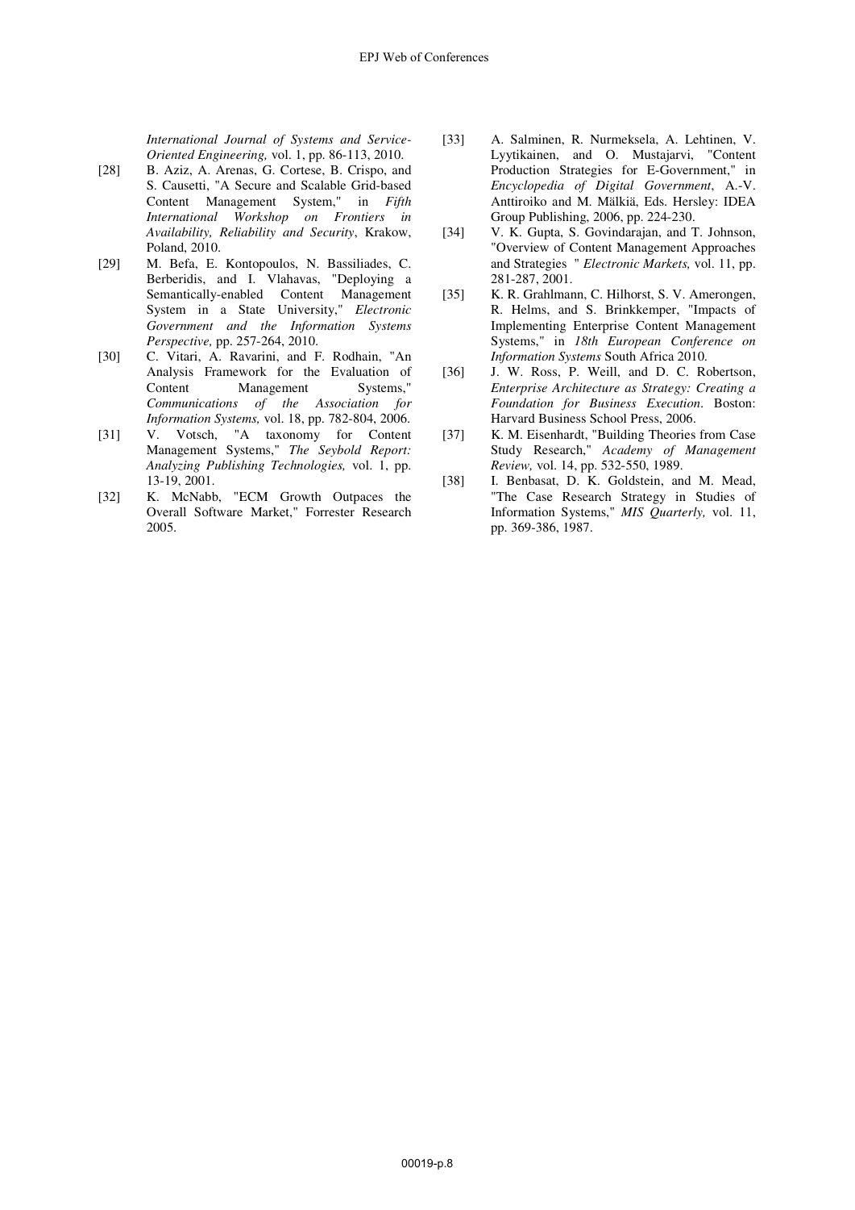*International Journal of Systems and Service-Oriented Engineering,* vol. 1, pp. 86-113, 2010.

[28] B. Aziz, A. Arenas, G. Cortese, B. Crispo, and S. Causetti, "A Secure and Scalable Grid-based Content Management System," in *Fifth International Workshop on Frontiers in Availability, Reliability and Security*, Krakow, Poland, 2010.

[29] M. Befa, E. Kontopoulos, N. Bassiliades, C. Berberidis, and I. Vlahavas, "Deploying a Semantically-enabled Content Management System in a State University," *Electronic Government and the Information Systems Perspective,* pp. 257-264, 2010.

[30] C. Vitari, A. Ravarini, and F. Rodhain, "An Analysis Framework for the Evaluation of Content Management Systems," *Communications of the Association for Information Systems,* vol. 18, pp. 782-804, 2006.

[31] V. Votsch, "A taxonomy for Content Management Systems," *The Seybold Report: Analyzing Publishing Technologies,* vol. 1, pp. 13-19, 2001.

[32] K. McNabb, "ECM Growth Outpaces the Overall Software Market," Forrester Research 2005.

[33] A. Salminen, R. Nurmeksela, A. Lehtinen, V. Lyytikainen, and O. Mustajarvi, "Content Production Strategies for E-Government," in *Encyclopedia of Digital Government*, A.-V. Anttiroiko and M. Mälkiä, Eds. Hersley: IDEA Group Publishing, 2006, pp. 224-230.

[34] V. K. Gupta, S. Govindarajan, and T. Johnson, "Overview of Content Management Approaches and Strategies " *Electronic Markets,* vol. 11, pp. 281-287, 2001.

[35] K. R. Grahlmann, C. Hilhorst, S. V. Amerongen, R. Helms, and S. Brinkkemper, "Impacts of Implementing Enterprise Content Management Systems," in *18th European Conference on Information Systems* South Africa 2010.

[36] J. W. Ross, P. Weill, and D. C. Robertson, *Enterprise Architecture as Strategy: Creating a Foundation for Business Execution*. Boston: Harvard Business School Press, 2006.

[37] K. M. Eisenhardt, "Building Theories from Case Study Research," *Academy of Management Review,* vol. 14, pp. 532-550, 1989.

[38] I. Benbasat, D. K. Goldstein, and M. Mead, "The Case Research Strategy in Studies of Information Systems," *MIS Quarterly,* vol. 11, pp. 369-386, 1987.